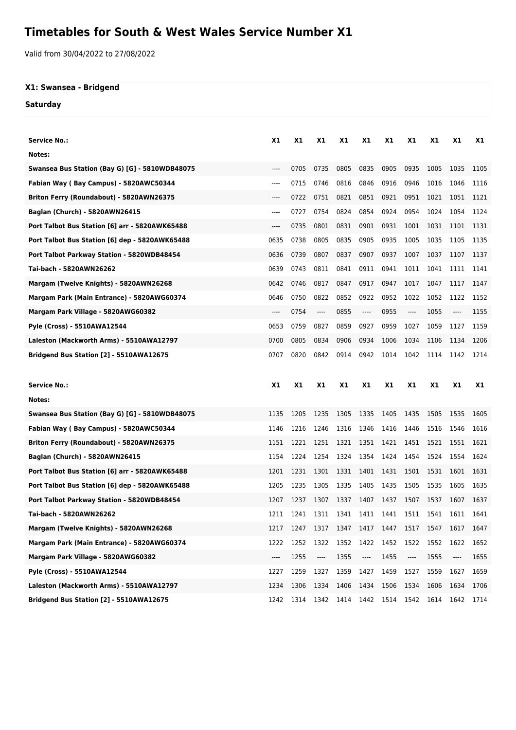# Timetables for South & West Wales Service Number X1

Valid from 30/04/2022 to 27/08/2022

### X1: Swansea - Bridgend

### Saturday

| Service No.: | X1 | X1 | X1 | X1 | X1 | X1 | X1 | X1 | X1 | X1 |
|---|---|---|---|---|---|---|---|---|---|---|
| Notes: | | | | | | | | | | |
| Swansea Bus Station (Bay G) [G] - 5810WDB48075 | ---- | 0705 | 0735 | 0805 | 0835 | 0905 | 0935 | 1005 | 1035 | 1105 |
| Fabian Way ( Bay Campus) - 5820AWC50344 | ---- | 0715 | 0746 | 0816 | 0846 | 0916 | 0946 | 1016 | 1046 | 1116 |
| Briton Ferry (Roundabout) - 5820AWN26375 | ---- | 0722 | 0751 | 0821 | 0851 | 0921 | 0951 | 1021 | 1051 | 1121 |
| Baglan (Church) - 5820AWN26415 | ---- | 0727 | 0754 | 0824 | 0854 | 0924 | 0954 | 1024 | 1054 | 1124 |
| Port Talbot Bus Station [6] arr - 5820AWK65488 | ---- | 0735 | 0801 | 0831 | 0901 | 0931 | 1001 | 1031 | 1101 | 1131 |
| Port Talbot Bus Station [6] dep - 5820AWK65488 | 0635 | 0738 | 0805 | 0835 | 0905 | 0935 | 1005 | 1035 | 1105 | 1135 |
| Port Talbot Parkway Station - 5820WDB48454 | 0636 | 0739 | 0807 | 0837 | 0907 | 0937 | 1007 | 1037 | 1107 | 1137 |
| Tai-bach - 5820AWN26262 | 0639 | 0743 | 0811 | 0841 | 0911 | 0941 | 1011 | 1041 | 1111 | 1141 |
| Margam (Twelve Knights) - 5820AWN26268 | 0642 | 0746 | 0817 | 0847 | 0917 | 0947 | 1017 | 1047 | 1117 | 1147 |
| Margam Park (Main Entrance) - 5820AWG60374 | 0646 | 0750 | 0822 | 0852 | 0922 | 0952 | 1022 | 1052 | 1122 | 1152 |
| Margam Park Village - 5820AWG60382 | ---- | 0754 | ---- | 0855 | ---- | 0955 | ---- | 1055 | ---- | 1155 |
| Pyle (Cross) - 5510AWA12544 | 0653 | 0759 | 0827 | 0859 | 0927 | 0959 | 1027 | 1059 | 1127 | 1159 |
| Laleston (Mackworth Arms) - 5510AWA12797 | 0700 | 0805 | 0834 | 0906 | 0934 | 1006 | 1034 | 1106 | 1134 | 1206 |
| Bridgend Bus Station [2] - 5510AWA12675 | 0707 | 0820 | 0842 | 0914 | 0942 | 1014 | 1042 | 1114 | 1142 | 1214 |

| Service No.: | X1 | X1 | X1 | X1 | X1 | X1 | X1 | X1 | X1 | X1 |
|---|---|---|---|---|---|---|---|---|---|---|
| Notes: | | | | | | | | | | |
| Swansea Bus Station (Bay G) [G] - 5810WDB48075 | 1135 | 1205 | 1235 | 1305 | 1335 | 1405 | 1435 | 1505 | 1535 | 1605 |
| Fabian Way ( Bay Campus) - 5820AWC50344 | 1146 | 1216 | 1246 | 1316 | 1346 | 1416 | 1446 | 1516 | 1546 | 1616 |
| Briton Ferry (Roundabout) - 5820AWN26375 | 1151 | 1221 | 1251 | 1321 | 1351 | 1421 | 1451 | 1521 | 1551 | 1621 |
| Baglan (Church) - 5820AWN26415 | 1154 | 1224 | 1254 | 1324 | 1354 | 1424 | 1454 | 1524 | 1554 | 1624 |
| Port Talbot Bus Station [6] arr - 5820AWK65488 | 1201 | 1231 | 1301 | 1331 | 1401 | 1431 | 1501 | 1531 | 1601 | 1631 |
| Port Talbot Bus Station [6] dep - 5820AWK65488 | 1205 | 1235 | 1305 | 1335 | 1405 | 1435 | 1505 | 1535 | 1605 | 1635 |
| Port Talbot Parkway Station - 5820WDB48454 | 1207 | 1237 | 1307 | 1337 | 1407 | 1437 | 1507 | 1537 | 1607 | 1637 |
| Tai-bach - 5820AWN26262 | 1211 | 1241 | 1311 | 1341 | 1411 | 1441 | 1511 | 1541 | 1611 | 1641 |
| Margam (Twelve Knights) - 5820AWN26268 | 1217 | 1247 | 1317 | 1347 | 1417 | 1447 | 1517 | 1547 | 1617 | 1647 |
| Margam Park (Main Entrance) - 5820AWG60374 | 1222 | 1252 | 1322 | 1352 | 1422 | 1452 | 1522 | 1552 | 1622 | 1652 |
| Margam Park Village - 5820AWG60382 | ---- | 1255 | ---- | 1355 | ---- | 1455 | ---- | 1555 | ---- | 1655 |
| Pyle (Cross) - 5510AWA12544 | 1227 | 1259 | 1327 | 1359 | 1427 | 1459 | 1527 | 1559 | 1627 | 1659 |
| Laleston (Mackworth Arms) - 5510AWA12797 | 1234 | 1306 | 1334 | 1406 | 1434 | 1506 | 1534 | 1606 | 1634 | 1706 |
| Bridgend Bus Station [2] - 5510AWA12675 | 1242 | 1314 | 1342 | 1414 | 1442 | 1514 | 1542 | 1614 | 1642 | 1714 |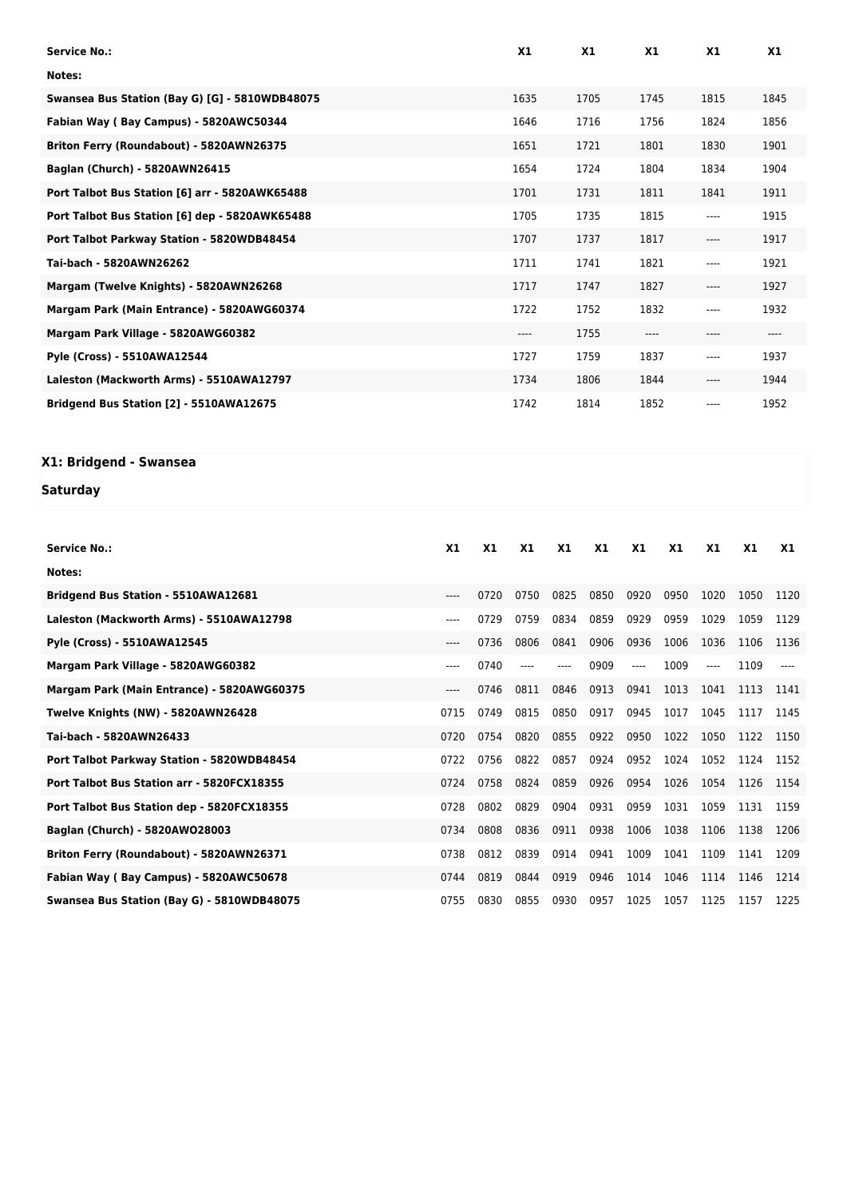| Service No.: | X1 | X1 | X1 | X1 | X1 |
| --- | --- | --- | --- | --- | --- |
| Notes: | | | | | |
| Swansea Bus Station (Bay G) [G] - 5810WDB48075 | 1635 | 1705 | 1745 | 1815 | 1845 |
| Fabian Way ( Bay Campus) - 5820AWC50344 | 1646 | 1716 | 1756 | 1824 | 1856 |
| Briton Ferry (Roundabout) - 5820AWN26375 | 1651 | 1721 | 1801 | 1830 | 1901 |
| Baglan (Church) - 5820AWN26415 | 1654 | 1724 | 1804 | 1834 | 1904 |
| Port Talbot Bus Station [6] arr - 5820AWK65488 | 1701 | 1731 | 1811 | 1841 | 1911 |
| Port Talbot Bus Station [6] dep - 5820AWK65488 | 1705 | 1735 | 1815 | ---- | 1915 |
| Port Talbot Parkway Station - 5820WDB48454 | 1707 | 1737 | 1817 | ---- | 1917 |
| Tai-bach - 5820AWN26262 | 1711 | 1741 | 1821 | ---- | 1921 |
| Margam (Twelve Knights) - 5820AWN26268 | 1717 | 1747 | 1827 | ---- | 1927 |
| Margam Park (Main Entrance) - 5820AWG60374 | 1722 | 1752 | 1832 | ---- | 1932 |
| Margam Park Village - 5820AWG60382 | ---- | 1755 | ---- | ---- | ---- |
| Pyle (Cross) - 5510AWA12544 | 1727 | 1759 | 1837 | ---- | 1937 |
| Laleston (Mackworth Arms) - 5510AWA12797 | 1734 | 1806 | 1844 | ---- | 1944 |
| Bridgend Bus Station [2] - 5510AWA12675 | 1742 | 1814 | 1852 | ---- | 1952 |

## X1: Bridgend - Swansea

### Saturday

| Service No.: | X1 | X1 | X1 | X1 | X1 | X1 | X1 | X1 | X1 | X1 |
| --- | --- | --- | --- | --- | --- | --- | --- | --- | --- | --- |
| Notes: | | | | | | | | | | |
| Bridgend Bus Station - 5510AWA12681 | ---- | 0720 | 0750 | 0825 | 0850 | 0920 | 0950 | 1020 | 1050 | 1120 |
| Laleston (Mackworth Arms) - 5510AWA12798 | ---- | 0729 | 0759 | 0834 | 0859 | 0929 | 0959 | 1029 | 1059 | 1129 |
| Pyle (Cross) - 5510AWA12545 | ---- | 0736 | 0806 | 0841 | 0906 | 0936 | 1006 | 1036 | 1106 | 1136 |
| Margam Park Village - 5820AWG60382 | ---- | 0740 | ---- | ---- | 0909 | ---- | 1009 | ---- | 1109 | ---- |
| Margam Park (Main Entrance) - 5820AWG60375 | ---- | 0746 | 0811 | 0846 | 0913 | 0941 | 1013 | 1041 | 1113 | 1141 |
| Twelve Knights (NW) - 5820AWN26428 | 0715 | 0749 | 0815 | 0850 | 0917 | 0945 | 1017 | 1045 | 1117 | 1145 |
| Tai-bach - 5820AWN26433 | 0720 | 0754 | 0820 | 0855 | 0922 | 0950 | 1022 | 1050 | 1122 | 1150 |
| Port Talbot Parkway Station - 5820WDB48454 | 0722 | 0756 | 0822 | 0857 | 0924 | 0952 | 1024 | 1052 | 1124 | 1152 |
| Port Talbot Bus Station arr - 5820FCX18355 | 0724 | 0758 | 0824 | 0859 | 0926 | 0954 | 1026 | 1054 | 1126 | 1154 |
| Port Talbot Bus Station dep - 5820FCX18355 | 0728 | 0802 | 0829 | 0904 | 0931 | 0959 | 1031 | 1059 | 1131 | 1159 |
| Baglan (Church) - 5820AWO28003 | 0734 | 0808 | 0836 | 0911 | 0938 | 1006 | 1038 | 1106 | 1138 | 1206 |
| Briton Ferry (Roundabout) - 5820AWN26371 | 0738 | 0812 | 0839 | 0914 | 0941 | 1009 | 1041 | 1109 | 1141 | 1209 |
| Fabian Way ( Bay Campus) - 5820AWC50678 | 0744 | 0819 | 0844 | 0919 | 0946 | 1014 | 1046 | 1114 | 1146 | 1214 |
| Swansea Bus Station (Bay G) - 5810WDB48075 | 0755 | 0830 | 0855 | 0930 | 0957 | 1025 | 1057 | 1125 | 1157 | 1225 |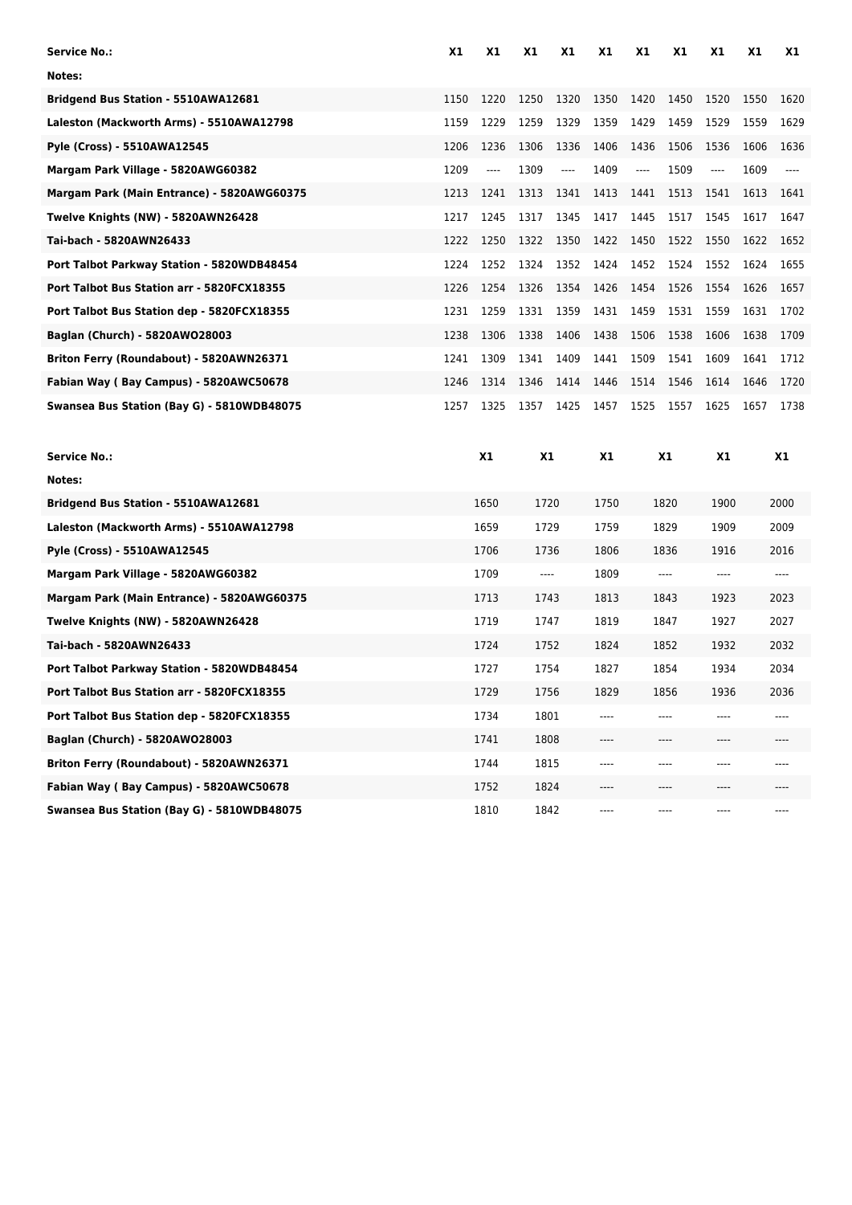| Service No.: | X1 | X1 | X1 | X1 | X1 | X1 | X1 | X1 | X1 | X1 |
|---|---|---|---|---|---|---|---|---|---|---|
| Notes: | | | | | | | | | | |
| Bridgend Bus Station - 5510AWA12681 | 1150 | 1220 | 1250 | 1320 | 1350 | 1420 | 1450 | 1520 | 1550 | 1620 |
| Laleston (Mackworth Arms) - 5510AWA12798 | 1159 | 1229 | 1259 | 1329 | 1359 | 1429 | 1459 | 1529 | 1559 | 1629 |
| Pyle (Cross) - 5510AWA12545 | 1206 | 1236 | 1306 | 1336 | 1406 | 1436 | 1506 | 1536 | 1606 | 1636 |
| Margam Park Village - 5820AWG60382 | 1209 | ---- | 1309 | ---- | 1409 | ---- | 1509 | ---- | 1609 | ---- |
| Margam Park (Main Entrance) - 5820AWG60375 | 1213 | 1241 | 1313 | 1341 | 1413 | 1441 | 1513 | 1541 | 1613 | 1641 |
| Twelve Knights (NW) - 5820AWN26428 | 1217 | 1245 | 1317 | 1345 | 1417 | 1445 | 1517 | 1545 | 1617 | 1647 |
| Tai-bach - 5820AWN26433 | 1222 | 1250 | 1322 | 1350 | 1422 | 1450 | 1522 | 1550 | 1622 | 1652 |
| Port Talbot Parkway Station - 5820WDB48454 | 1224 | 1252 | 1324 | 1352 | 1424 | 1452 | 1524 | 1552 | 1624 | 1655 |
| Port Talbot Bus Station arr - 5820FCX18355 | 1226 | 1254 | 1326 | 1354 | 1426 | 1454 | 1526 | 1554 | 1626 | 1657 |
| Port Talbot Bus Station dep - 5820FCX18355 | 1231 | 1259 | 1331 | 1359 | 1431 | 1459 | 1531 | 1559 | 1631 | 1702 |
| Baglan (Church) - 5820AWO28003 | 1238 | 1306 | 1338 | 1406 | 1438 | 1506 | 1538 | 1606 | 1638 | 1709 |
| Briton Ferry (Roundabout) - 5820AWN26371 | 1241 | 1309 | 1341 | 1409 | 1441 | 1509 | 1541 | 1609 | 1641 | 1712 |
| Fabian Way ( Bay Campus) - 5820AWC50678 | 1246 | 1314 | 1346 | 1414 | 1446 | 1514 | 1546 | 1614 | 1646 | 1720 |
| Swansea Bus Station (Bay G) - 5810WDB48075 | 1257 | 1325 | 1357 | 1425 | 1457 | 1525 | 1557 | 1625 | 1657 | 1738 |

| Service No.: | X1 | X1 | X1 | X1 | X1 | X1 |
|---|---|---|---|---|---|---|
| Notes: | | | | | | |
| Bridgend Bus Station - 5510AWA12681 | 1650 | 1720 | 1750 | 1820 | 1900 | 2000 |
| Laleston (Mackworth Arms) - 5510AWA12798 | 1659 | 1729 | 1759 | 1829 | 1909 | 2009 |
| Pyle (Cross) - 5510AWA12545 | 1706 | 1736 | 1806 | 1836 | 1916 | 2016 |
| Margam Park Village - 5820AWG60382 | 1709 | ---- | 1809 | ---- | ---- | ---- |
| Margam Park (Main Entrance) - 5820AWG60375 | 1713 | 1743 | 1813 | 1843 | 1923 | 2023 |
| Twelve Knights (NW) - 5820AWN26428 | 1719 | 1747 | 1819 | 1847 | 1927 | 2027 |
| Tai-bach - 5820AWN26433 | 1724 | 1752 | 1824 | 1852 | 1932 | 2032 |
| Port Talbot Parkway Station - 5820WDB48454 | 1727 | 1754 | 1827 | 1854 | 1934 | 2034 |
| Port Talbot Bus Station arr - 5820FCX18355 | 1729 | 1756 | 1829 | 1856 | 1936 | 2036 |
| Port Talbot Bus Station dep - 5820FCX18355 | 1734 | 1801 | ---- | ---- | ---- | ---- |
| Baglan (Church) - 5820AWO28003 | 1741 | 1808 | ---- | ---- | ---- | ---- |
| Briton Ferry (Roundabout) - 5820AWN26371 | 1744 | 1815 | ---- | ---- | ---- | ---- |
| Fabian Way ( Bay Campus) - 5820AWC50678 | 1752 | 1824 | ---- | ---- | ---- | ---- |
| Swansea Bus Station (Bay G) - 5810WDB48075 | 1810 | 1842 | ---- | ---- | ---- | ---- |